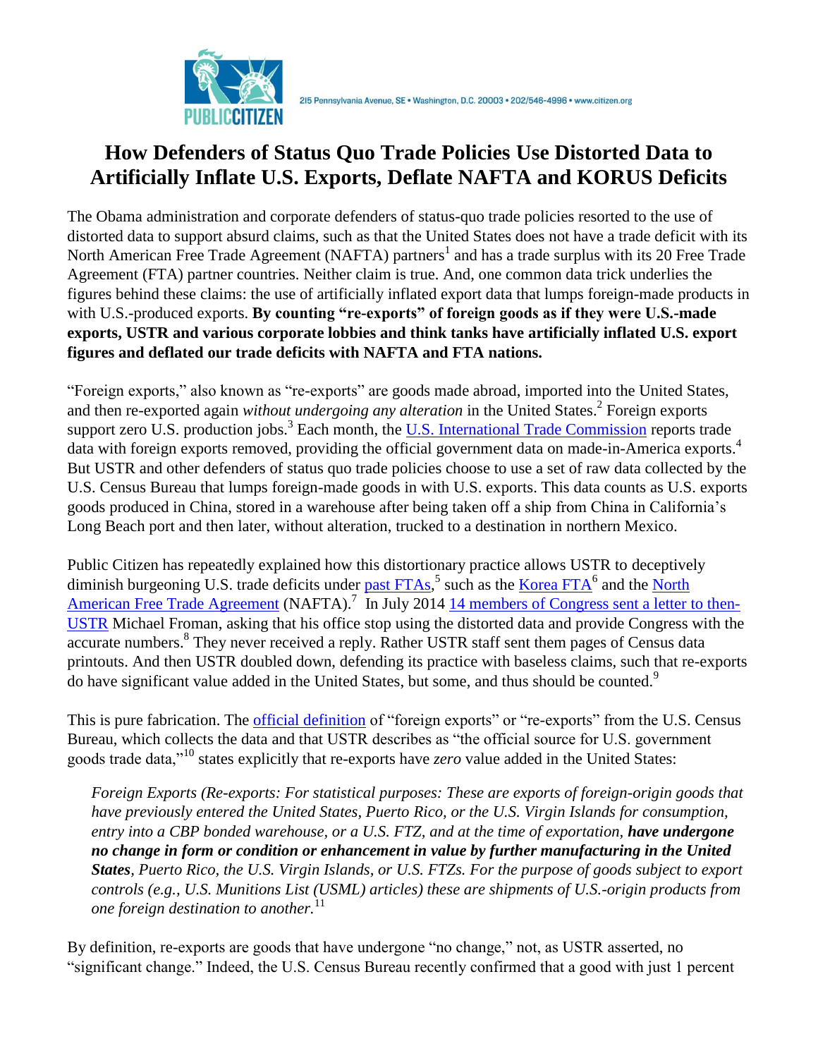PUBLIC CITIZEN

215 Pennsylvania Avenue, SE • Washington, D.C. 20003 • 202/546-4996 • www.citizen.org

# How Defenders of Status Quo Trade Policies Use Distorted Data to Artificially Inflate U.S. Exports, Deflate NAFTA and KORUS Deficits

The Obama administration and corporate defenders of status-quo trade policies resorted to the use of distorted data to support absurd claims, such as that the United States does not have a trade deficit with its North American Free Trade Agreement (NAFTA) partners[1] and has a trade surplus with its 20 Free Trade Agreement (FTA) partner countries. Neither claim is true. And, one common data trick underlies the figures behind these claims: the use of artificially inflated export data that lumps foreign-made products in with U.S.-produced exports. **By counting "re-exports" of foreign goods as if they were U.S.-made exports, USTR and various corporate lobbies and think tanks have artificially inflated U.S. export figures and deflated our trade deficits with NAFTA and FTA nations.**

"Foreign exports," also known as "re-exports" are goods made abroad, imported into the United States, and then re-exported again *without undergoing any alteration* in the United States.[2] Foreign exports support zero U.S. production jobs.[3] Each month, the U.S. International Trade Commission reports trade data with foreign exports removed, providing the official government data on made-in-America exports.[4] But USTR and other defenders of status quo trade policies choose to use a set of raw data collected by the U.S. Census Bureau that lumps foreign-made goods in with U.S. exports. This data counts as U.S. exports goods produced in China, stored in a warehouse after being taken off a ship from China in California's Long Beach port and then later, without alteration, trucked to a destination in northern Mexico.

Public Citizen has repeatedly explained how this distortionary practice allows USTR to deceptively diminish burgeoning U.S. trade deficits under past FTAs,[5] such as the Korea FTA[6] and the North American Free Trade Agreement (NAFTA).[7] In July 2014 14 members of Congress sent a letter to then-USTR Michael Froman, asking that his office stop using the distorted data and provide Congress with the accurate numbers.[8] They never received a reply. Rather USTR staff sent them pages of Census data printouts. And then USTR doubled down, defending its practice with baseless claims, such that re-exports do have significant value added in the United States, but some, and thus should be counted.[9]

This is pure fabrication. The official definition of "foreign exports" or "re-exports" from the U.S. Census Bureau, which collects the data and that USTR describes as "the official source for U.S. government goods trade data,"[10] states explicitly that re-exports have *zero* value added in the United States:

> *Foreign Exports (Re-exports: For statistical purposes: These are exports of foreign-origin goods that have previously entered the United States, Puerto Rico, or the U.S. Virgin Islands for consumption, entry into a CBP bonded warehouse, or a U.S. FTZ, and at the time of exportation,* ***have undergone no change in form or condition or enhancement in value by further manufacturing in the United States****, Puerto Rico, the U.S. Virgin Islands, or U.S. FTZs. For the purpose of goods subject to export controls (e.g., U.S. Munitions List (USML) articles) these are shipments of U.S.-origin products from one foreign destination to another.*[11]

By definition, re-exports are goods that have undergone "no change," not, as USTR asserted, no "significant change." Indeed, the U.S. Census Bureau recently confirmed that a good with just 1 percent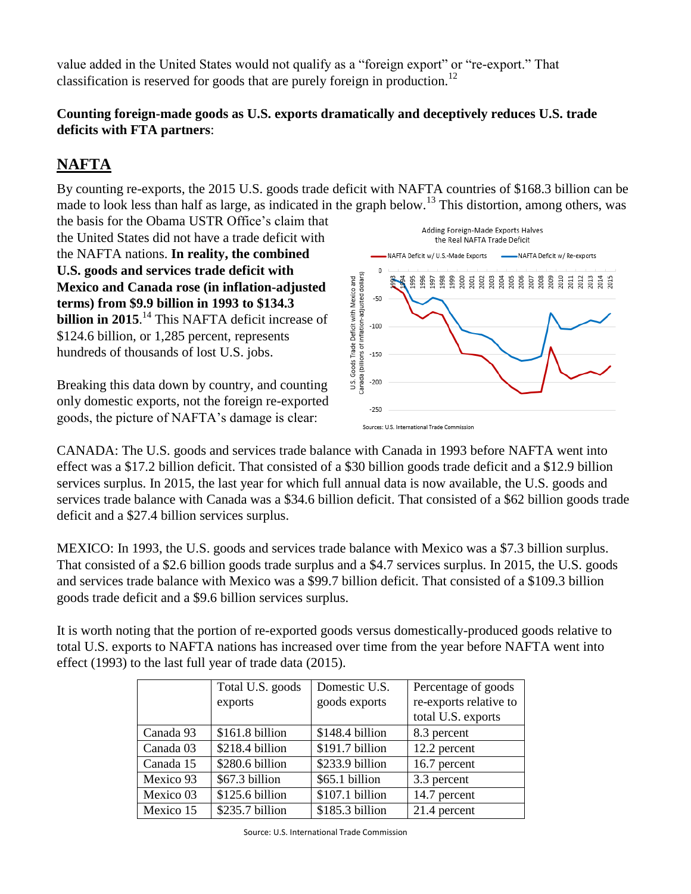value added in the United States would not qualify as a "foreign export" or "re-export." That classification is reserved for goods that are purely foreign in production.[12]

**Counting foreign-made goods as U.S. exports dramatically and deceptively reduces U.S. trade deficits with FTA partners**:

## NAFTA

By counting re-exports, the 2015 U.S. goods trade deficit with NAFTA countries of $168.3 billion can be made to look less than half as large, as indicated in the graph below.[13] This distortion, among others, was the basis for the Obama USTR Office's claim that the United States did not have a trade deficit with the NAFTA nations. **In reality, the combined U.S. goods and services trade deficit with Mexico and Canada rose (in inflation-adjusted terms) from $9.9 billion in 1993 to $134.3 billion in 2015**.[14] This NAFTA deficit increase of $124.6 billion, or 1,285 percent, represents hundreds of thousands of lost U.S. jobs.

Breaking this data down by country, and counting only domestic exports, not the foreign re-exported goods, the picture of NAFTA's damage is clear:

CANADA: The U.S. goods and services trade balance with Canada in 1993 before NAFTA went into effect was a $17.2 billion deficit. That consisted of a $30 billion goods trade deficit and a $12.9 billion services surplus. In 2015, the last year for which full annual data is now available, the U.S. goods and services trade balance with Canada was a $34.6 billion deficit. That consisted of a $62 billion goods trade deficit and a $27.4 billion services surplus.

MEXICO: In 1993, the U.S. goods and services trade balance with Mexico was a $7.3 billion surplus. That consisted of a $2.6 billion goods trade surplus and a $4.7 services surplus. In 2015, the U.S. goods and services trade balance with Mexico was a $99.7 billion deficit. That consisted of a $109.3 billion goods trade deficit and a $9.6 billion services surplus.

It is worth noting that the portion of re-exported goods versus domestically-produced goods relative to total U.S. exports to NAFTA nations has increased over time from the year before NAFTA went into effect (1993) to the last full year of trade data (2015).

| | Total U.S. goods exports | Domestic U.S. goods exports | Percentage of goods re-exports relative to total U.S. exports |
|---|---|---|---|
| Canada 93 | $161.8 billion | $148.4 billion | 8.3 percent |
| Canada 03 | $218.4 billion | $191.7 billion | 12.2 percent |
| Canada 15 | $280.6 billion | $233.9 billion | 16.7 percent |
| Mexico 93 | $67.3 billion | $65.1 billion | 3.3 percent |
| Mexico 03 | $125.6 billion | $107.1 billion | 14.7 percent |
| Mexico 15 | $235.7 billion | $185.3 billion | 21.4 percent |

Source: U.S. International Trade Commission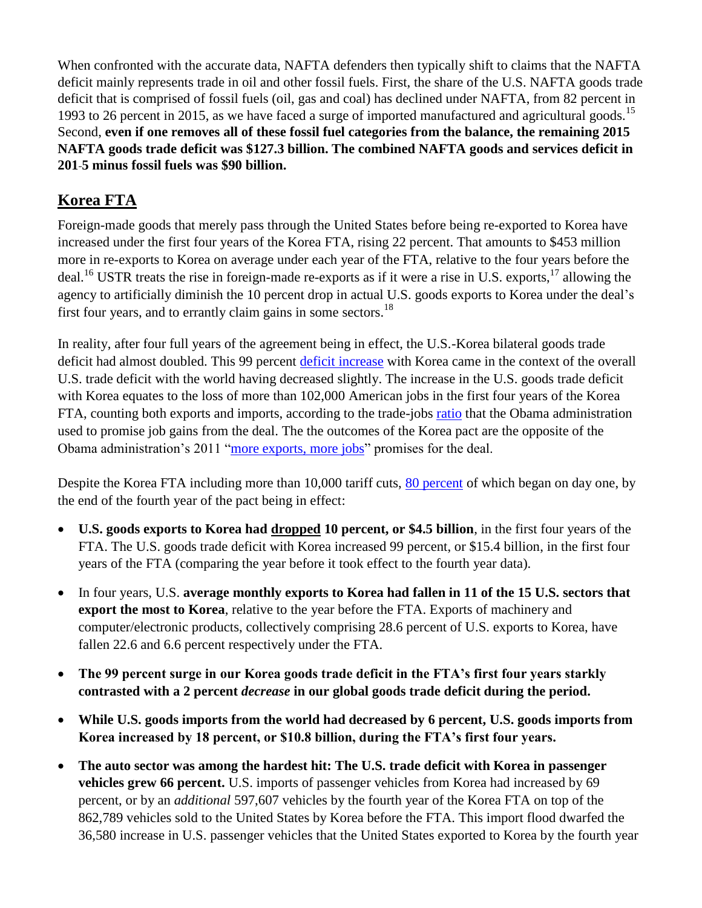When confronted with the accurate data, NAFTA defenders then typically shift to claims that the NAFTA deficit mainly represents trade in oil and other fossil fuels. First, the share of the U.S. NAFTA goods trade deficit that is comprised of fossil fuels (oil, gas and coal) has declined under NAFTA, from 82 percent in 1993 to 26 percent in 2015, as we have faced a surge of imported manufactured and agricultural goods.[15] Second, **even if one removes all of these fossil fuel categories from the balance, the remaining 2015 NAFTA goods trade deficit was $127.3 billion. The combined NAFTA goods and services deficit in 201-5 minus fossil fuels was $90 billion.**

## Korea FTA

Foreign-made goods that merely pass through the United States before being re-exported to Korea have increased under the first four years of the Korea FTA, rising 22 percent. That amounts to $453 million more in re-exports to Korea on average under each year of the FTA, relative to the four years before the deal.[16] USTR treats the rise in foreign-made re-exports as if it were a rise in U.S. exports,[17] allowing the agency to artificially diminish the 10 percent drop in actual U.S. goods exports to Korea under the deal's first four years, and to errantly claim gains in some sectors.[18]

In reality, after four full years of the agreement being in effect, the U.S.-Korea bilateral goods trade deficit had almost doubled. This 99 percent deficit increase with Korea came in the context of the overall U.S. trade deficit with the world having decreased slightly. The increase in the U.S. goods trade deficit with Korea equates to the loss of more than 102,000 American jobs in the first four years of the Korea FTA, counting both exports and imports, according to the trade-jobs ratio that the Obama administration used to promise job gains from the deal. The the outcomes of the Korea pact are the opposite of the Obama administration's 2011 "more exports, more jobs" promises for the deal.

Despite the Korea FTA including more than 10,000 tariff cuts, 80 percent of which began on day one, by the end of the fourth year of the pact being in effect:

- **U.S. goods exports to Korea had dropped 10 percent, or $4.5 billion**, in the first four years of the FTA. The U.S. goods trade deficit with Korea increased 99 percent, or $15.4 billion, in the first four years of the FTA (comparing the year before it took effect to the fourth year data).
- In four years, U.S. **average monthly exports to Korea had fallen in 11 of the 15 U.S. sectors that export the most to Korea**, relative to the year before the FTA. Exports of machinery and computer/electronic products, collectively comprising 28.6 percent of U.S. exports to Korea, have fallen 22.6 and 6.6 percent respectively under the FTA.
- **The 99 percent surge in our Korea goods trade deficit in the FTA's first four years starkly contrasted with a 2 percent *decrease* in our global goods trade deficit during the period.**
- **While U.S. goods imports from the world had decreased by 6 percent, U.S. goods imports from Korea increased by 18 percent, or $10.8 billion, during the FTA's first four years.**
- **The auto sector was among the hardest hit: The U.S. trade deficit with Korea in passenger vehicles grew 66 percent.** U.S. imports of passenger vehicles from Korea had increased by 69 percent, or by an *additional* 597,607 vehicles by the fourth year of the Korea FTA on top of the 862,789 vehicles sold to the United States by Korea before the FTA. This import flood dwarfed the 36,580 increase in U.S. passenger vehicles that the United States exported to Korea by the fourth year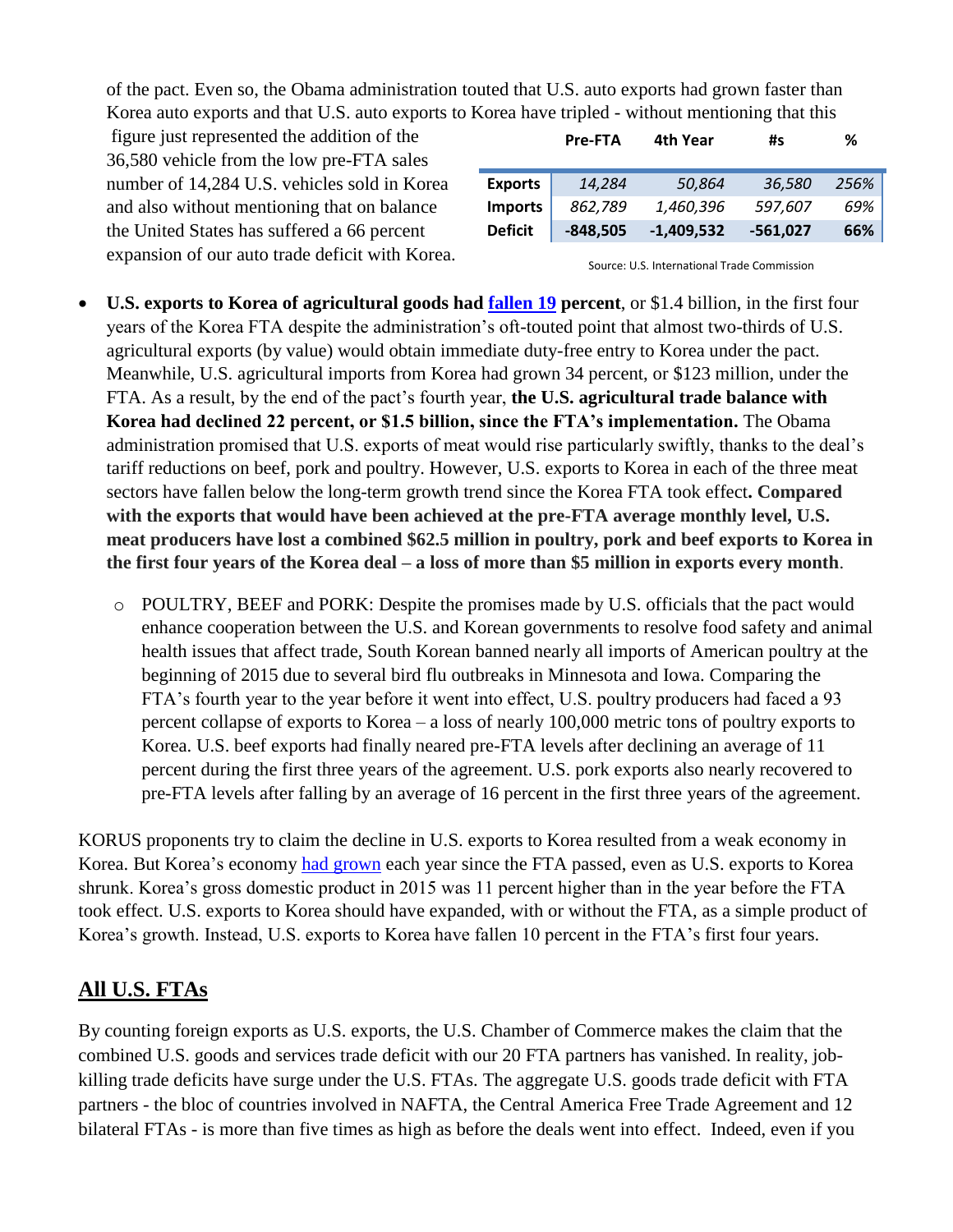of the pact. Even so, the Obama administration touted that U.S. auto exports had grown faster than Korea auto exports and that U.S. auto exports to Korea have tripled - without mentioning that this figure just represented the addition of the 36,580 vehicle from the low pre-FTA sales number of 14,284 U.S. vehicles sold in Korea and also without mentioning that on balance the United States has suffered a 66 percent expansion of our auto trade deficit with Korea.

| | Pre-FTA | 4th Year | #s | % |
|---|---|---|---|---|
| **Exports** | *14,284* | *50,864* | *36,580* | *256%* |
| **Imports** | *862,789* | *1,460,396* | *597,607* | *69%* |
| **Deficit** | **-848,505** | **-1,409,532** | **-561,027** | **66%** |

Source: U.S. International Trade Commission

- **U.S. exports to Korea of agricultural goods had fallen 19 percent**, or $1.4 billion, in the first four years of the Korea FTA despite the administration's oft-touted point that almost two-thirds of U.S. agricultural exports (by value) would obtain immediate duty-free entry to Korea under the pact. Meanwhile, U.S. agricultural imports from Korea had grown 34 percent, or $123 million, under the FTA. As a result, by the end of the pact's fourth year, **the U.S. agricultural trade balance with Korea had declined 22 percent, or $1.5 billion, since the FTA's implementation.** The Obama administration promised that U.S. exports of meat would rise particularly swiftly, thanks to the deal's tariff reductions on beef, pork and poultry. However, U.S. exports to Korea in each of the three meat sectors have fallen below the long-term growth trend since the Korea FTA took effect**. Compared with the exports that would have been achieved at the pre-FTA average monthly level, U.S. meat producers have lost a combined $62.5 million in poultry, pork and beef exports to Korea in the first four years of the Korea deal – a loss of more than $5 million in exports every month**.
  - POULTRY, BEEF and PORK: Despite the promises made by U.S. officials that the pact would enhance cooperation between the U.S. and Korean governments to resolve food safety and animal health issues that affect trade, South Korean banned nearly all imports of American poultry at the beginning of 2015 due to several bird flu outbreaks in Minnesota and Iowa. Comparing the FTA's fourth year to the year before it went into effect, U.S. poultry producers had faced a 93 percent collapse of exports to Korea – a loss of nearly 100,000 metric tons of poultry exports to Korea. U.S. beef exports had finally neared pre-FTA levels after declining an average of 11 percent during the first three years of the agreement. U.S. pork exports also nearly recovered to pre-FTA levels after falling by an average of 16 percent in the first three years of the agreement.

KORUS proponents try to claim the decline in U.S. exports to Korea resulted from a weak economy in Korea. But Korea's economy had grown each year since the FTA passed, even as U.S. exports to Korea shrunk. Korea's gross domestic product in 2015 was 11 percent higher than in the year before the FTA took effect. U.S. exports to Korea should have expanded, with or without the FTA, as a simple product of Korea's growth. Instead, U.S. exports to Korea have fallen 10 percent in the FTA's first four years.

## All U.S. FTAs

By counting foreign exports as U.S. exports, the U.S. Chamber of Commerce makes the claim that the combined U.S. goods and services trade deficit with our 20 FTA partners has vanished. In reality, job-killing trade deficits have surge under the U.S. FTAs. The aggregate U.S. goods trade deficit with FTA partners - the bloc of countries involved in NAFTA, the Central America Free Trade Agreement and 12 bilateral FTAs - is more than five times as high as before the deals went into effect. Indeed, even if you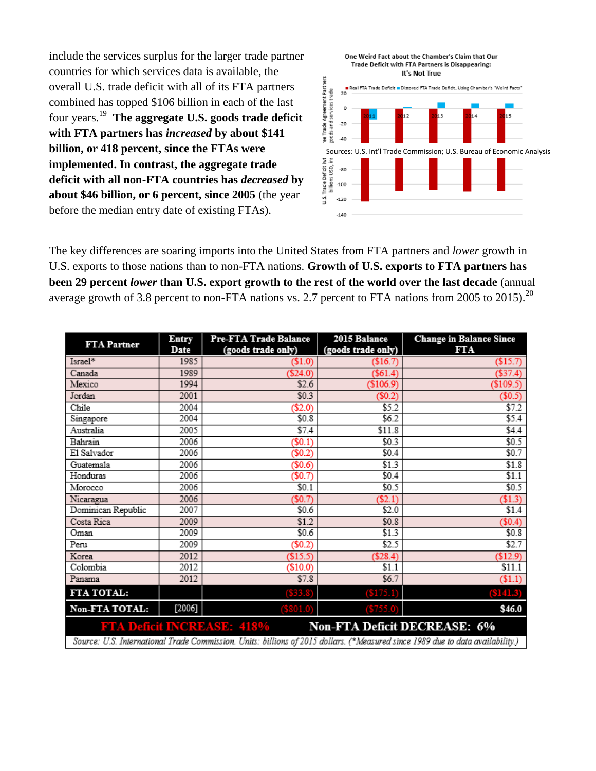include the services surplus for the larger trade partner countries for which services data is available, the overall U.S. trade deficit with all of its FTA partners combined has topped $106 billion in each of the last four years.[19] **The aggregate U.S. goods trade deficit with FTA partners has *increased* by about $141 billion, or 418 percent, since the FTAs were implemented. In contrast, the aggregate trade deficit with all non-FTA countries has *decreased* by about $46 billion, or 6 percent, since 2005** (the year before the median entry date of existing FTAs).

One Weird Fact about the Chamber's Claim that Our Trade Deficit with FTA Partners is Disappearing: It's Not True

Sources: U.S. Int'l Trade Commission; U.S. Bureau of Economic Analysis

The key differences are soaring imports into the United States from FTA partners and *lower* growth in U.S. exports to those nations than to non-FTA nations. **Growth of U.S. exports to FTA partners has been 29 percent *lower* than U.S. export growth to the rest of the world over the last decade** (annual average growth of 3.8 percent to non-FTA nations vs. 2.7 percent to FTA nations from 2005 to 2015).[20]

| FTA Partner | Entry Date | Pre-FTA Trade Balance (goods trade only) | 2015 Balance (goods trade only) | Change in Balance Since FTA |
|---|---|---|---|---|
| Israel* | 1985 | ($1.0) | ($16.7) | ($15.7) |
| Canada | 1989 | ($24.0) | ($61.4) | ($37.4) |
| Mexico | 1994 | $2.6 | ($106.9) | ($109.5) |
| Jordan | 2001 | $0.3 | ($0.2) | ($0.5) |
| Chile | 2004 | ($2.0) | $5.2 | $7.2 |
| Singapore | 2004 | $0.8 | $6.2 | $5.4 |
| Australia | 2005 | $7.4 | $11.8 | $4.4 |
| Bahrain | 2006 | ($0.1) | $0.3 | $0.5 |
| El Salvador | 2006 | ($0.2) | $0.4 | $0.7 |
| Guatemala | 2006 | ($0.6) | $1.3 | $1.8 |
| Honduras | 2006 | ($0.7) | $0.4 | $1.1 |
| Morocco | 2006 | $0.1 | $0.5 | $0.5 |
| Nicaragua | 2006 | ($0.7) | ($2.1) | ($1.3) |
| Dominican Republic | 2007 | $0.6 | $2.0 | $1.4 |
| Costa Rica | 2009 | $1.2 | $0.8 | ($0.4) |
| Oman | 2009 | $0.6 | $1.3 | $0.8 |
| Peru | 2009 | ($0.2) | $2.5 | $2.7 |
| Korea | 2012 | ($15.5) | ($28.4) | ($12.9) |
| Colombia | 2012 | ($10.0) | $1.1 | $11.1 |
| Panama | 2012 | $7.8 | $6.7 | ($1.1) |
| **FTA TOTAL:** | | ($33.8) | ($175.1) | ($141.3) |
| **Non-FTA TOTAL:** | [2006] | ($801.0) | ($755.0) | $46.0 |
| **FTA Deficit INCREASE: 418%** | | **Non-FTA Deficit DECREASE: 6%** | | |

*Source: U.S. International Trade Commission. Units: billions of 2015 dollars. (\*Measured since 1989 due to data availability.)*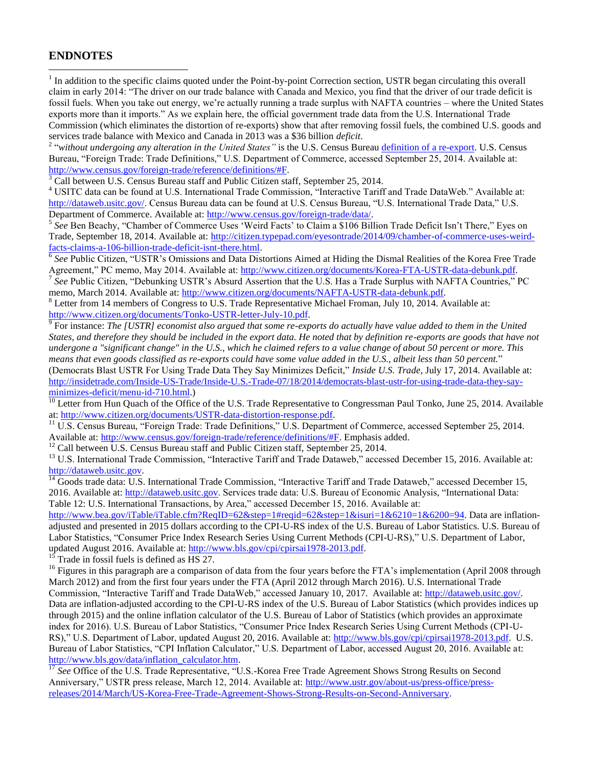## ENDNOTES

[1] In addition to the specific claims quoted under the Point-by-point Correction section, USTR began circulating this overall claim in early 2014: "The driver on our trade balance with Canada and Mexico, you find that the driver of our trade deficit is fossil fuels. When you take out energy, we're actually running a trade surplus with NAFTA countries – where the United States exports more than it imports." As we explain here, the official government trade data from the U.S. International Trade Commission (which eliminates the distortion of re-exports) show that after removing fossil fuels, the combined U.S. goods and services trade balance with Mexico and Canada in 2013 was a $36 billion *deficit*.

[2] "*without undergoing any alteration in the United States"* is the U.S. Census Bureau definition of a re-export. U.S. Census Bureau, "Foreign Trade: Trade Definitions," U.S. Department of Commerce, accessed September 25, 2014. Available at: http://www.census.gov/foreign-trade/reference/definitions/#F.

[3] Call between U.S. Census Bureau staff and Public Citizen staff, September 25, 2014.

[4] USITC data can be found at U.S. International Trade Commission, "Interactive Tariff and Trade DataWeb." Available at: http://dataweb.usitc.gov/. Census Bureau data can be found at U.S. Census Bureau, "U.S. International Trade Data," U.S. Department of Commerce. Available at: http://www.census.gov/foreign-trade/data/.

[5] *See* Ben Beachy, "Chamber of Commerce Uses 'Weird Facts' to Claim a $106 Billion Trade Deficit Isn't There," Eyes on Trade, September 18, 2014. Available at: http://citizen.typepad.com/eyesontrade/2014/09/chamber-of-commerce-uses-weird-facts-claims-a-106-billion-trade-deficit-isnt-there.html.

[6] *See* Public Citizen, "USTR's Omissions and Data Distortions Aimed at Hiding the Dismal Realities of the Korea Free Trade Agreement," PC memo, May 2014. Available at: http://www.citizen.org/documents/Korea-FTA-USTR-data-debunk.pdf.

[7] *See* Public Citizen, "Debunking USTR's Absurd Assertion that the U.S. Has a Trade Surplus with NAFTA Countries," PC memo, March 2014. Available at: http://www.citizen.org/documents/NAFTA-USTR-data-debunk.pdf.

[8] Letter from 14 members of Congress to U.S. Trade Representative Michael Froman, July 10, 2014. Available at: http://www.citizen.org/documents/Tonko-USTR-letter-July-10.pdf.

[9] For instance: *The [USTR] economist also argued that some re-exports do actually have value added to them in the United States, and therefore they should be included in the export data. He noted that by definition re-exports are goods that have not undergone a "significant change" in the U.S., which he claimed refers to a value change of about 50 percent or more. This means that even goods classified as re-exports could have some value added in the U.S., albeit less than 50 percent.*" (Democrats Blast USTR For Using Trade Data They Say Minimizes Deficit," *Inside U.S. Trade*, July 17, 2014. Available at: http://insidetrade.com/Inside-US-Trade/Inside-U.S.-Trade-07/18/2014/democrats-blast-ustr-for-using-trade-data-they-say-minimizes-deficit/menu-id-710.html.)

[10] Letter from Hun Quach of the Office of the U.S. Trade Representative to Congressman Paul Tonko, June 25, 2014. Available at: http://www.citizen.org/documents/USTR-data-distortion-response.pdf.

[11] U.S. Census Bureau, "Foreign Trade: Trade Definitions," U.S. Department of Commerce, accessed September 25, 2014. Available at: http://www.census.gov/foreign-trade/reference/definitions/#F. Emphasis added.

[12] Call between U.S. Census Bureau staff and Public Citizen staff, September 25, 2014.

[13] U.S. International Trade Commission, "Interactive Tariff and Trade Dataweb," accessed December 15, 2016. Available at: http://dataweb.usitc.gov.

[14] Goods trade data: U.S. International Trade Commission, "Interactive Tariff and Trade Dataweb," accessed December 15, 2016. Available at: http://dataweb.usitc.gov. Services trade data: U.S. Bureau of Economic Analysis, "International Data: Table 12: U.S. International Transactions, by Area," accessed December 15, 2016. Available at: http://www.bea.gov/iTable/iTable.cfm?ReqID=62&step=1#reqid=62&step=1&isuri=1&6210=1&6200=94. Data are inflation-adjusted and presented in 2015 dollars according to the CPI-U-RS index of the U.S. Bureau of Labor Statistics. U.S. Bureau of Labor Statistics, "Consumer Price Index Research Series Using Current Methods (CPI-U-RS)," U.S. Department of Labor, updated August 2016. Available at: http://www.bls.gov/cpi/cpirsai1978-2013.pdf.

[15] Trade in fossil fuels is defined as HS 27.

[16] Figures in this paragraph are a comparison of data from the four years before the FTA's implementation (April 2008 through March 2012) and from the first four years under the FTA (April 2012 through March 2016). U.S. International Trade Commission, "Interactive Tariff and Trade DataWeb," accessed January 10, 2017. Available at: http://dataweb.usitc.gov/. Data are inflation-adjusted according to the CPI-U-RS index of the U.S. Bureau of Labor Statistics (which provides indices up through 2015) and the online inflation calculator of the U.S. Bureau of Labor of Statistics (which provides an approximate index for 2016). U.S. Bureau of Labor Statistics, "Consumer Price Index Research Series Using Current Methods (CPI-U-RS)," U.S. Department of Labor, updated August 20, 2016. Available at: http://www.bls.gov/cpi/cpirsai1978-2013.pdf. U.S. Bureau of Labor Statistics, "CPI Inflation Calculator," U.S. Department of Labor, accessed August 20, 2016. Available at: http://www.bls.gov/data/inflation_calculator.htm.

[17] *See* Office of the U.S. Trade Representative, "U.S.-Korea Free Trade Agreement Shows Strong Results on Second Anniversary," USTR press release, March 12, 2014. Available at: http://www.ustr.gov/about-us/press-office/press-releases/2014/March/US-Korea-Free-Trade-Agreement-Shows-Strong-Results-on-Second-Anniversary.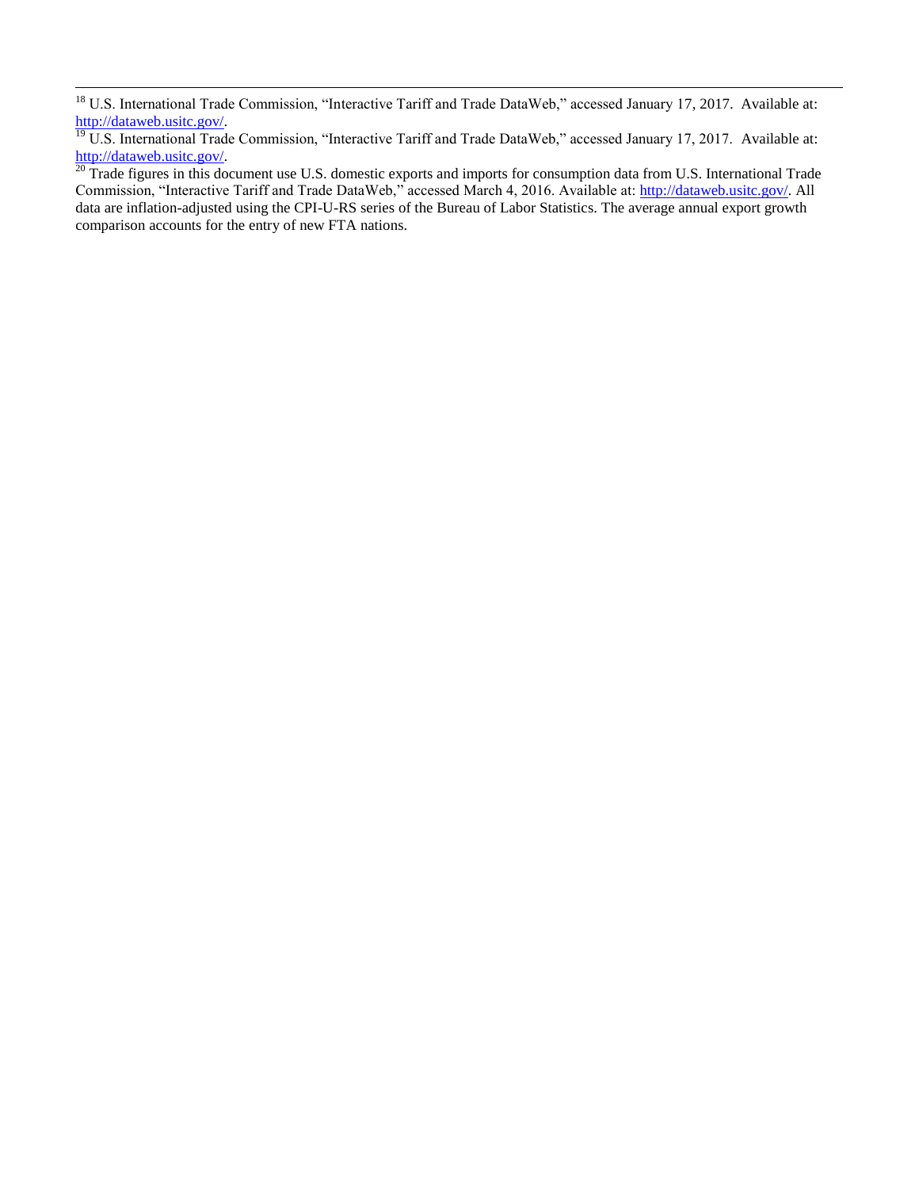[18] U.S. International Trade Commission, "Interactive Tariff and Trade DataWeb," accessed January 17, 2017. Available at: http://dataweb.usitc.gov/.

[19] U.S. International Trade Commission, "Interactive Tariff and Trade DataWeb," accessed January 17, 2017. Available at: http://dataweb.usitc.gov/.

[20] Trade figures in this document use U.S. domestic exports and imports for consumption data from U.S. International Trade Commission, "Interactive Tariff and Trade DataWeb," accessed March 4, 2016. Available at: http://dataweb.usitc.gov/. All data are inflation-adjusted using the CPI-U-RS series of the Bureau of Labor Statistics. The average annual export growth comparison accounts for the entry of new FTA nations.